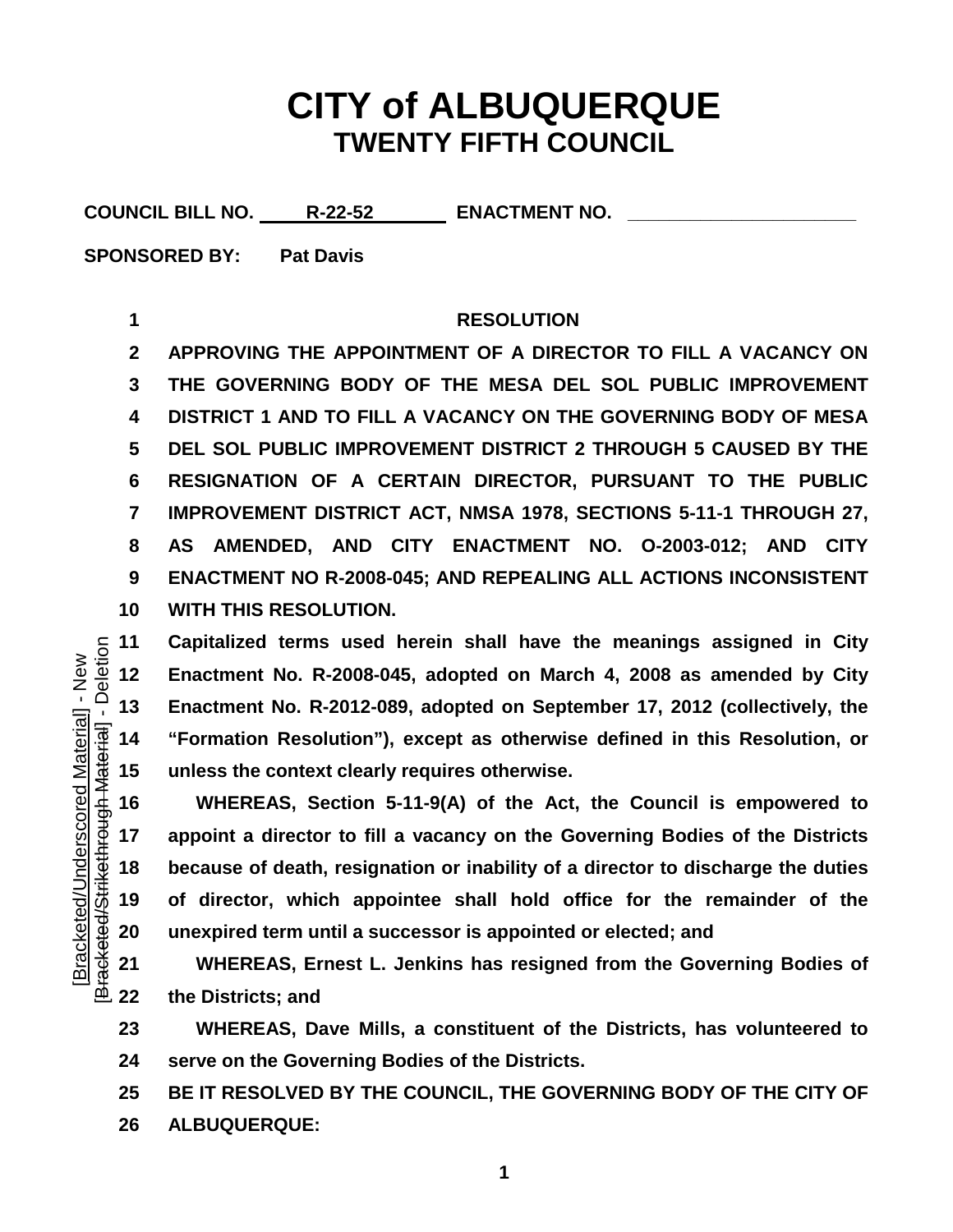# CITY of ALBUQUERQUE
## TWENTY FIFTH COUNCIL

**COUNCIL BILL NO.** R-22-52 **ENACTMENT NO.** ____________________

**SPONSORED BY:** Pat Davis

**RESOLUTION**

**APPROVING THE APPOINTMENT OF A DIRECTOR TO FILL A VACANCY ON THE GOVERNING BODY OF THE MESA DEL SOL PUBLIC IMPROVEMENT DISTRICT 1 AND TO FILL A VACANCY ON THE GOVERNING BODY OF MESA DEL SOL PUBLIC IMPROVEMENT DISTRICT 2 THROUGH 5 CAUSED BY THE RESIGNATION OF A CERTAIN DIRECTOR, PURSUANT TO THE PUBLIC IMPROVEMENT DISTRICT ACT, NMSA 1978, SECTIONS 5-11-1 THROUGH 27, AS AMENDED, AND CITY ENACTMENT NO. O-2003-012; AND CITY ENACTMENT NO R-2008-045; AND REPEALING ALL ACTIONS INCONSISTENT WITH THIS RESOLUTION.**

Capitalized terms used herein shall have the meanings assigned in City Enactment No. R-2008-045, adopted on March 4, 2008 as amended by City Enactment No. R-2012-089, adopted on September 17, 2012 (collectively, the "Formation Resolution"), except as otherwise defined in this Resolution, or unless the context clearly requires otherwise.

WHEREAS, Section 5-11-9(A) of the Act, the Council is empowered to appoint a director to fill a vacancy on the Governing Bodies of the Districts because of death, resignation or inability of a director to discharge the duties of director, which appointee shall hold office for the remainder of the unexpired term until a successor is appointed or elected; and

WHEREAS, Ernest L. Jenkins has resigned from the Governing Bodies of the Districts; and

WHEREAS, Dave Mills, a constituent of the Districts, has volunteered to serve on the Governing Bodies of the Districts.

BE IT RESOLVED BY THE COUNCIL, THE GOVERNING BODY OF THE CITY OF ALBUQUERQUE: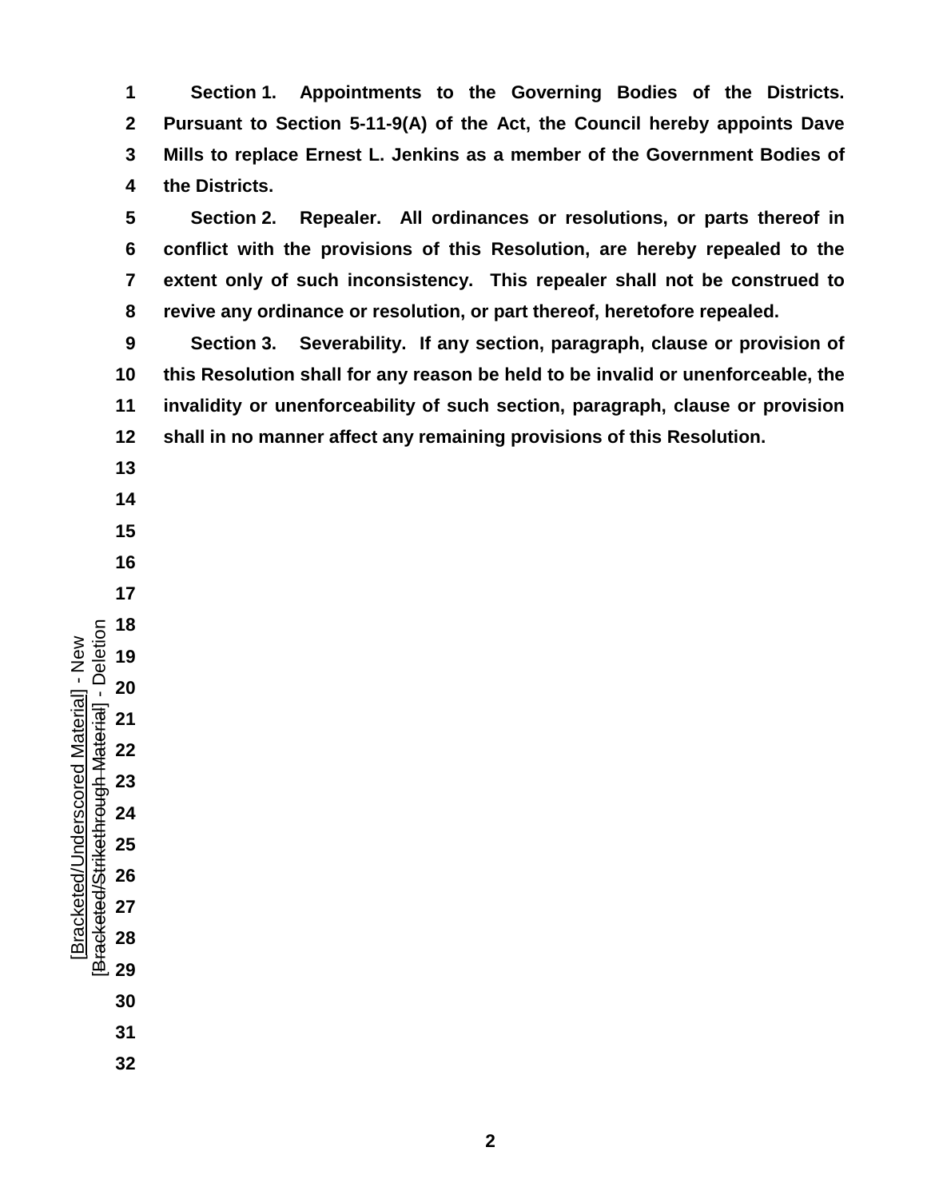**Section 1. Appointments to the Governing Bodies of the Districts. Pursuant to Section 5-11-9(A) of the Act, the Council hereby appoints Dave Mills to replace Ernest L. Jenkins as a member of the Government Bodies of the Districts.**

**Section 2. Repealer. All ordinances or resolutions, or parts thereof in conflict with the provisions of this Resolution, are hereby repealed to the extent only of such inconsistency. This repealer shall not be construed to revive any ordinance or resolution, or part thereof, heretofore repealed.**

**Section 3. Severability. If any section, paragraph, clause or provision of this Resolution shall for any reason be held to be invalid or unenforceable, the invalidity or unenforceability of such section, paragraph, clause or provision shall in no manner affect any remaining provisions of this Resolution.**

[Bracketed/Underscored Material] - New
[Bracketed/Strikethrough Material] - Deletion